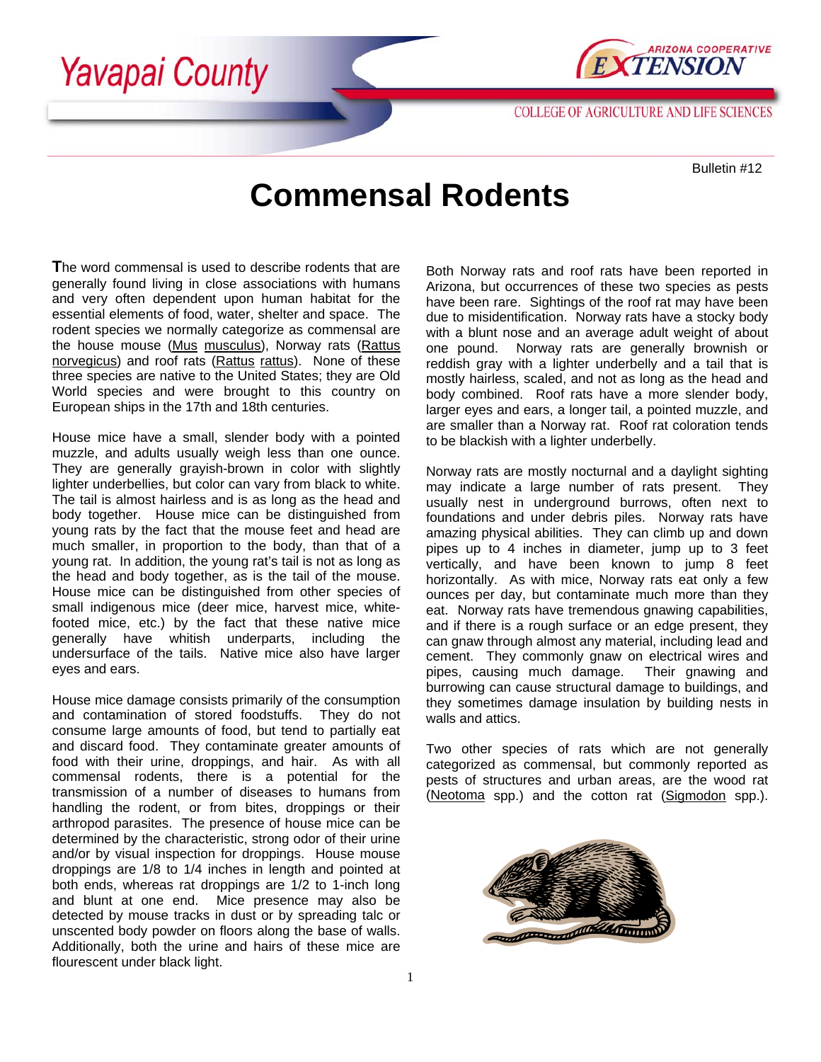Yavapai County

ARIZONA COOPERATIVE EXTENSION

COLLEGE OF AGRICULTURE AND LIFE SCIENCES

Bulletin #12

# Commensal Rodents

**T**he word commensal is used to describe rodents that are generally found living in close associations with humans and very often dependent upon human habitat for the essential elements of food, water, shelter and space. The rodent species we normally categorize as commensal are the house mouse (Mus musculus), Norway rats (Rattus norvegicus) and roof rats (Rattus rattus). None of these three species are native to the United States; they are Old World species and were brought to this country on European ships in the 17th and 18th centuries.

House mice have a small, slender body with a pointed muzzle, and adults usually weigh less than one ounce. They are generally grayish-brown in color with slightly lighter underbellies, but color can vary from black to white. The tail is almost hairless and is as long as the head and body together. House mice can be distinguished from young rats by the fact that the mouse feet and head are much smaller, in proportion to the body, than that of a young rat. In addition, the young rat's tail is not as long as the head and body together, as is the tail of the mouse. House mice can be distinguished from other species of small indigenous mice (deer mice, harvest mice, white-footed mice, etc.) by the fact that these native mice generally have whitish underparts, including the undersurface of the tails. Native mice also have larger eyes and ears.

House mice damage consists primarily of the consumption and contamination of stored foodstuffs. They do not consume large amounts of food, but tend to partially eat and discard food. They contaminate greater amounts of food with their urine, droppings, and hair. As with all commensal rodents, there is a potential for the transmission of a number of diseases to humans from handling the rodent, or from bites, droppings or their arthropod parasites. The presence of house mice can be determined by the characteristic, strong odor of their urine and/or by visual inspection for droppings. House mouse droppings are 1/8 to 1/4 inches in length and pointed at both ends, whereas rat droppings are 1/2 to 1-inch long and blunt at one end. Mice presence may also be detected by mouse tracks in dust or by spreading talc or unscented body powder on floors along the base of walls. Additionally, both the urine and hairs of these mice are flourescent under black light.

Both Norway rats and roof rats have been reported in Arizona, but occurrences of these two species as pests have been rare. Sightings of the roof rat may have been due to misidentification. Norway rats have a stocky body with a blunt nose and an average adult weight of about one pound. Norway rats are generally brownish or reddish gray with a lighter underbelly and a tail that is mostly hairless, scaled, and not as long as the head and body combined. Roof rats have a more slender body, larger eyes and ears, a longer tail, a pointed muzzle, and are smaller than a Norway rat. Roof rat coloration tends to be blackish with a lighter underbelly.

Norway rats are mostly nocturnal and a daylight sighting may indicate a large number of rats present. They usually nest in underground burrows, often next to foundations and under debris piles. Norway rats have amazing physical abilities. They can climb up and down pipes up to 4 inches in diameter, jump up to 3 feet vertically, and have been known to jump 8 feet horizontally. As with mice, Norway rats eat only a few ounces per day, but contaminate much more than they eat. Norway rats have tremendous gnawing capabilities, and if there is a rough surface or an edge present, they can gnaw through almost any material, including lead and cement. They commonly gnaw on electrical wires and pipes, causing much damage. Their gnawing and burrowing can cause structural damage to buildings, and they sometimes damage insulation by building nests in walls and attics.

Two other species of rats which are not generally categorized as commensal, but commonly reported as pests of structures and urban areas, are the wood rat (Neotoma spp.) and the cotton rat (Sigmodon spp.).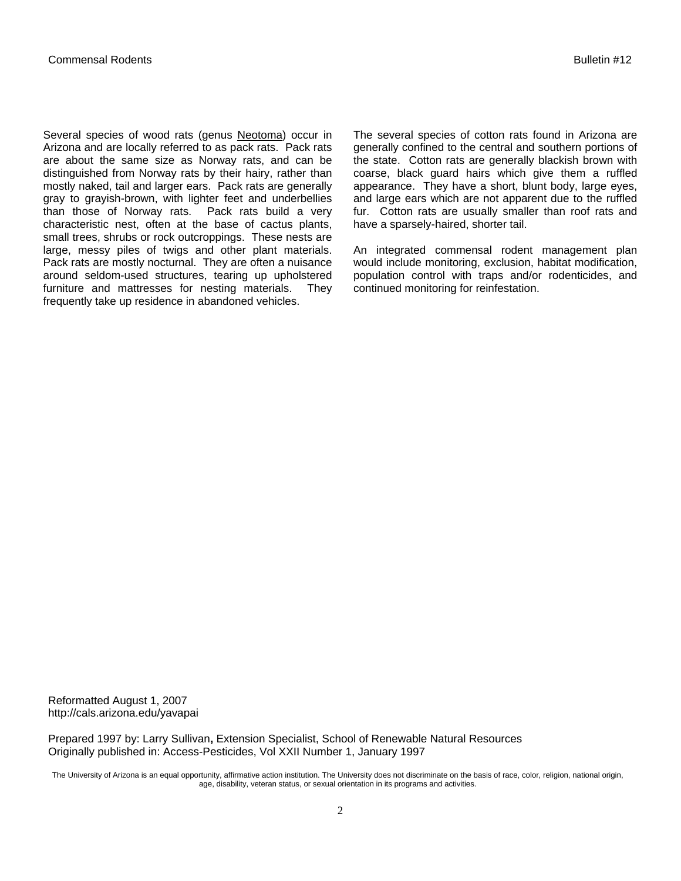Several species of wood rats (genus Neotoma) occur in Arizona and are locally referred to as pack rats. Pack rats are about the same size as Norway rats, and can be distinguished from Norway rats by their hairy, rather than mostly naked, tail and larger ears. Pack rats are generally gray to grayish-brown, with lighter feet and underbellies than those of Norway rats. Pack rats build a very characteristic nest, often at the base of cactus plants, small trees, shrubs or rock outcroppings. These nests are large, messy piles of twigs and other plant materials. Pack rats are mostly nocturnal. They are often a nuisance around seldom-used structures, tearing up upholstered furniture and mattresses for nesting materials. They frequently take up residence in abandoned vehicles.

The several species of cotton rats found in Arizona are generally confined to the central and southern portions of the state. Cotton rats are generally blackish brown with coarse, black guard hairs which give them a ruffled appearance. They have a short, blunt body, large eyes, and large ears which are not apparent due to the ruffled fur. Cotton rats are usually smaller than roof rats and have a sparsely-haired, shorter tail.

An integrated commensal rodent management plan would include monitoring, exclusion, habitat modification, population control with traps and/or rodenticides, and continued monitoring for reinfestation.

Reformatted August 1, 2007
http://cals.arizona.edu/yavapai

Prepared 1997 by: Larry Sullivan**,** Extension Specialist, School of Renewable Natural Resources
Originally published in: Access-Pesticides, Vol XXII Number 1, January 1997

The University of Arizona is an equal opportunity, affirmative action institution. The University does not discriminate on the basis of race, color, religion, national origin, age, disability, veteran status, or sexual orientation in its programs and activities.